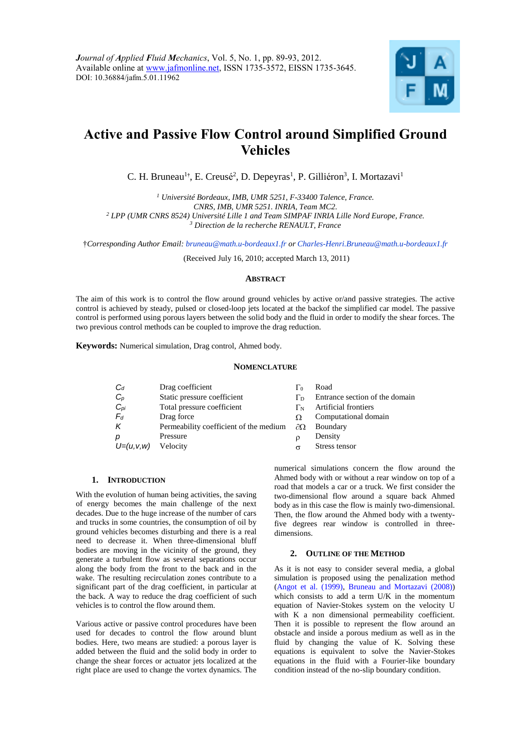# Active and Passive Flow Control around Simplified Ground Vehicles

C. H. Bruneau[1†], E. Creusé[2], D. Depeyras[1], P. Gilliéron[3], I. Mortazavi[1]

[1] *Université Bordeaux, IMB, UMR 5251, F-33400 Talence, France.*
*CNRS, IMB, UMR 5251. INRIA, Team MC2.*
[2] *LPP (UMR CNRS 8524) Université Lille 1 and Team SIMPAF INRIA Lille Nord Europe, France.*
[3] *Direction de la recherche RENAULT, France*

†*Corresponding Author Email: bruneau@math.u-bordeaux1.fr or Charles-Henri.Bruneau@math.u-bordeaux1.fr*

(Received July 16, 2010; accepted March 13, 2011)

## Abstract

The aim of this work is to control the flow around ground vehicles by active or/and passive strategies. The active control is achieved by steady, pulsed or closed-loop jets located at the backof the simplified car model. The passive control is performed using porous layers between the solid body and the fluid in order to modify the shear forces. The two previous control methods can be coupled to improve the drag reduction.

**Keywords:** Numerical simulation, Drag control, Ahmed body.

## Nomenclature

| | | | |
|---|---|---|---|
| $C_d$ | Drag coefficient | $\Gamma_0$ | Road |
| $C_p$ | Static pressure coefficient | $\Gamma_D$ | Entrance section of the domain |
| $C_{pi}$ | Total pressure coefficient | $\Gamma_N$ | Artificial frontiers |
| $F_d$ | Drag force | $\Omega$ | Computational domain |
| $K$ | Permeability coefficient of the medium | $\partial\Omega$ | Boundary |
| $p$ | Pressure | $\rho$ | Density |
| $U=(u,v,w)$ | Velocity | $\sigma$ | Stress tensor |

## 1. Introduction

With the evolution of human being activities, the saving of energy becomes the main challenge of the next decades. Due to the huge increase of the number of cars and trucks in some countries, the consumption of oil by ground vehicles becomes disturbing and there is a real need to decrease it. When three-dimensional bluff bodies are moving in the vicinity of the ground, they generate a turbulent flow as several separations occur along the body from the front to the back and in the wake. The resulting recirculation zones contribute to a significant part of the drag coefficient, in particular at the back. A way to reduce the drag coefficient of such vehicles is to control the flow around them.

Various active or passive control procedures have been used for decades to control the flow around blunt bodies. Here, two means are studied: a porous layer is added between the fluid and the solid body in order to change the shear forces or actuator jets localized at the right place are used to change the vortex dynamics. The numerical simulations concern the flow around the Ahmed body with or without a rear window on top of a road that models a car or a truck. We first consider the two-dimensional flow around a square back Ahmed body as in this case the flow is mainly two-dimensional. Then, the flow around the Ahmed body with a twenty-five degrees rear window is controlled in three-dimensions.

## 2. Outline of the Method

As it is not easy to consider several media, a global simulation is proposed using the penalization method (Angot et al. (1999), Bruneau and Mortazavi (2008)) which consists to add a term U/K in the momentum equation of Navier-Stokes system on the velocity U with K a non dimensional permeability coefficient. Then it is possible to represent the flow around an obstacle and inside a porous medium as well as in the fluid by changing the value of K. Solving these equations is equivalent to solve the Navier-Stokes equations in the fluid with a Fourier-like boundary condition instead of the no-slip boundary condition.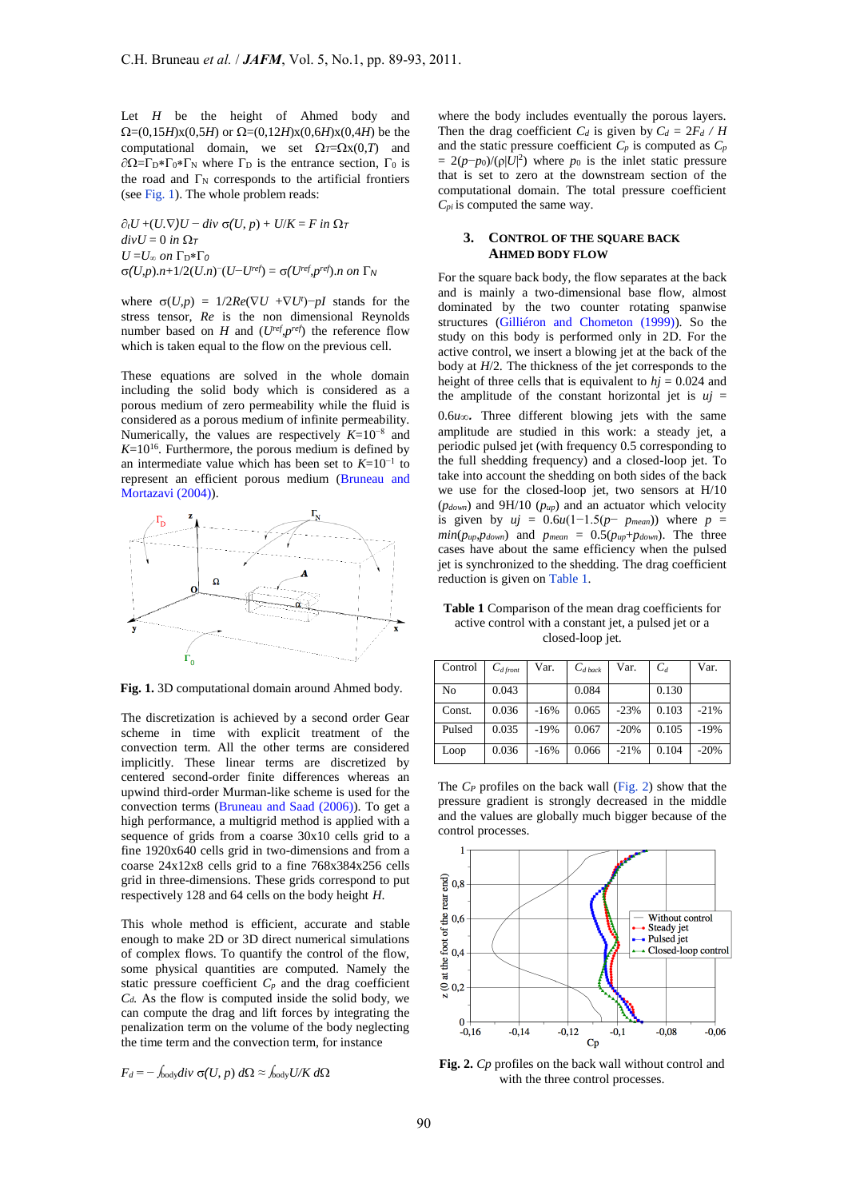Let $H$ be the height of Ahmed body and $\Omega=(0,15H)\times(0,5H)$ or $\Omega=(0,12H)\times(0,6H)\times(0,4H)$ be the computational domain, we set $\Omega_T=\Omega\times(0,T)$ and $\partial\Omega=\Gamma_D*\Gamma_0*\Gamma_N$ where $\Gamma_D$ is the entrance section, $\Gamma_0$ is the road and $\Gamma_N$ corresponds to the artificial frontiers (see Fig. 1). The whole problem reads:

$$\partial_t U + (U.\nabla)U - div\ \sigma(U, p) + U/K = F \text{ in } \Omega_T$$
$$divU = 0 \text{ in } \Omega_T$$
$$U = U_\infty \text{ on } \Gamma_D*\Gamma_0$$
$$\sigma(U,p).n + 1/2(U.n)^-(U-U^{ref}) = \sigma(U^{ref},p^{ref}).n \text{ on } \Gamma_N$$

where $\sigma(U,p) = 1/2Re(\nabla U + \nabla U^t) - pI$ stands for the stress tensor, $Re$ is the non dimensional Reynolds number based on $H$ and $(U^{ref},p^{ref})$ the reference flow which is taken equal to the flow on the previous cell.

These equations are solved in the whole domain including the solid body which is considered as a porous medium of zero permeability while the fluid is considered as a porous medium of infinite permeability. Numerically, the values are respectively $K=10^{-8}$ and $K=10^{16}$. Furthermore, the porous medium is defined by an intermediate value which has been set to $K=10^{-1}$ to represent an efficient porous medium (Bruneau and Mortazavi (2004)).

**Fig. 1.** 3D computational domain around Ahmed body.

The discretization is achieved by a second order Gear scheme in time with explicit treatment of the convection term. All the other terms are considered implicitly. These linear terms are discretized by centered second-order finite differences whereas an upwind third-order Murman-like scheme is used for the convection terms (Bruneau and Saad (2006)). To get a high performance, a multigrid method is applied with a sequence of grids from a coarse 30x10 cells grid to a fine 1920x640 cells grid in two-dimensions and from a coarse 24x12x8 cells grid to a fine 768x384x256 cells grid in three-dimensions. These grids correspond to put respectively 128 and 64 cells on the body height $H$.

This whole method is efficient, accurate and stable enough to make 2D or 3D direct numerical simulations of complex flows. To quantify the control of the flow, some physical quantities are computed. Namely the static pressure coefficient $C_p$ and the drag coefficient $C_d$. As the flow is computed inside the solid body, we can compute the drag and lift forces by integrating the penalization term on the volume of the body neglecting the time term and the convection term, for instance

$$F_d = -\int_{body} div\ \sigma(U, p)\ d\Omega \approx \int_{body} U/K\ d\Omega$$

where the body includes eventually the porous layers. Then the drag coefficient $C_d$ is given by $C_d = 2F_d / H$ and the static pressure coefficient $C_p$ is computed as $C_p = 2(p-p_0)/(\rho|U|^2)$ where $p_0$ is the inlet static pressure that is set to zero at the downstream section of the computational domain. The total pressure coefficient $C_{pi}$ is computed the same way.

## 3. Control of the Square Back Ahmed Body Flow

For the square back body, the flow separates at the back and is mainly a two-dimensional base flow, almost dominated by the two counter rotating spanwise structures (Gilliéron and Chometon (1999)). So the study on this body is performed only in 2D. For the active control, we insert a blowing jet at the back of the body at $H/2$. The thickness of the jet corresponds to the height of three cells that is equivalent to $hj = 0.024$ and the amplitude of the constant horizontal jet is $uj = 0.6u_\infty$. Three different blowing jets with the same amplitude are studied in this work: a steady jet, a periodic pulsed jet (with frequency 0.5 corresponding to the full shedding frequency) and a closed-loop jet. To take into account the shedding on both sides of the back we use for the closed-loop jet, two sensors at H/10 ($p_{down}$) and 9H/10 ($p_{up}$) and an actuator which velocity is given by $uj = 0.6u(1-1.5(p- p_{mean}))$ where $p = min(p_{up},p_{down})$ and $p_{mean} = 0.5(p_{up}+p_{down})$. The three cases have about the same efficiency when the pulsed jet is synchronized to the shedding. The drag coefficient reduction is given on Table 1.

**Table 1** Comparison of the mean drag coefficients for active control with a constant jet, a pulsed jet or a closed-loop jet.

| Control | $C_{d\,front}$ | Var. | $C_{d\,back}$ | Var. | $C_d$ | Var. |
|---|---|---|---|---|---|---|
| No | 0.043 | | 0.084 | | 0.130 | |
| Const. | 0.036 | -16% | 0.065 | -23% | 0.103 | -21% |
| Pulsed | 0.035 | -19% | 0.067 | -20% | 0.105 | -19% |
| Loop | 0.036 | -16% | 0.066 | -21% | 0.104 | -20% |

The $C_P$ profiles on the back wall (Fig. 2) show that the pressure gradient is strongly decreased in the middle and the values are globally much bigger because of the control processes.

**Fig. 2.** *Cp* profiles on the back wall without control and with the three control processes.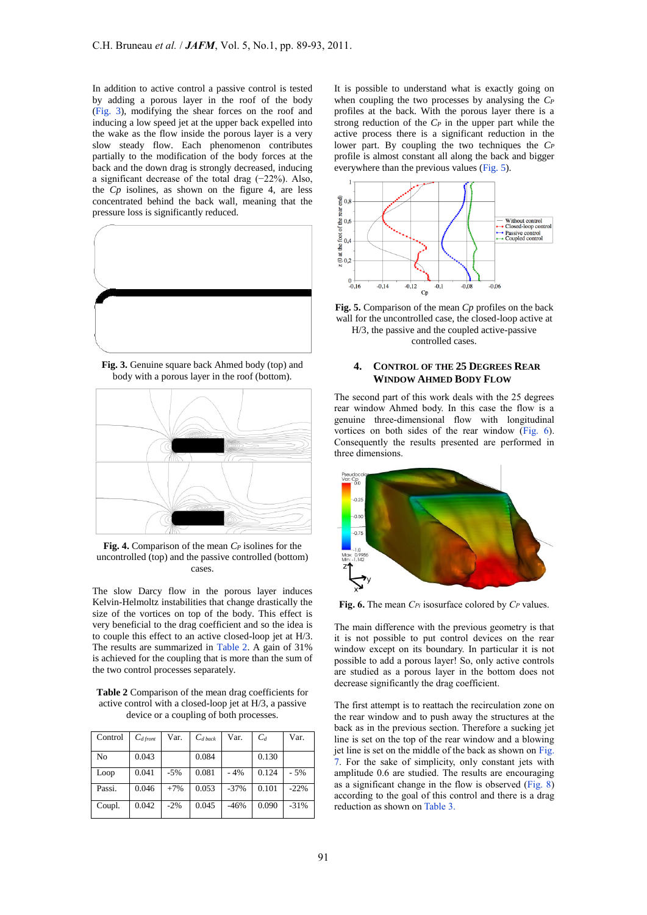In addition to active control a passive control is tested by adding a porous layer in the roof of the body (Fig. 3), modifying the shear forces on the roof and inducing a low speed jet at the upper back expelled into the wake as the flow inside the porous layer is a very slow steady flow. Each phenomenon contributes partially to the modification of the body forces at the back and the down drag is strongly decreased, inducing a significant decrease of the total drag (−22%). Also, the $Cp$ isolines, as shown on the figure 4, are less concentrated behind the back wall, meaning that the pressure loss is significantly reduced.

**Fig. 3.** Genuine square back Ahmed body (top) and body with a porous layer in the roof (bottom).

**Fig. 4.** Comparison of the mean $C_P$ isolines for the uncontrolled (top) and the passive controlled (bottom) cases.

The slow Darcy flow in the porous layer induces Kelvin-Helmoltz instabilities that change drastically the size of the vortices on top of the body. This effect is very beneficial to the drag coefficient and so the idea is to couple this effect to an active closed-loop jet at H/3. The results are summarized in Table 2. A gain of 31% is achieved for the coupling that is more than the sum of the two control processes separately.

**Table 2** Comparison of the mean drag coefficients for active control with a closed-loop jet at H/3, a passive device or a coupling of both processes.

| Control | $C_{d\,front}$ | Var. | $C_{d\,back}$ | Var. | $C_d$ | Var. |
|---|---|---|---|---|---|---|
| No | 0.043 | | 0.084 | | 0.130 | |
| Loop | 0.041 | -5% | 0.081 | - 4% | 0.124 | - 5% |
| Passi. | 0.046 | +7% | 0.053 | -37% | 0.101 | -22% |
| Coupl. | 0.042 | -2% | 0.045 | -46% | 0.090 | -31% |

It is possible to understand what is exactly going on when coupling the two processes by analysing the $C_P$ profiles at the back. With the porous layer there is a strong reduction of the $C_P$ in the upper part while the active process there is a significant reduction in the lower part. By coupling the two techniques the $C_P$ profile is almost constant all along the back and bigger everywhere than the previous values (Fig. 5).

**Fig. 5.** Comparison of the mean $Cp$ profiles on the back wall for the uncontrolled case, the closed-loop active at H/3, the passive and the coupled active-passive controlled cases.

## 4. Control of the 25 Degrees Rear Window Ahmed Body Flow

The second part of this work deals with the 25 degrees rear window Ahmed body. In this case the flow is a genuine three-dimensional flow with longitudinal vortices on both sides of the rear window (Fig. 6). Consequently the results presented are performed in three dimensions.

**Fig. 6.** The mean $C_{Pi}$ isosurface colored by $C_P$ values.

The main difference with the previous geometry is that it is not possible to put control devices on the rear window except on its boundary. In particular it is not possible to add a porous layer! So, only active controls are studied as a porous layer in the bottom does not decrease significantly the drag coefficient.

The first attempt is to reattach the recirculation zone on the rear window and to push away the structures at the back as in the previous section. Therefore a sucking jet line is set on the top of the rear window and a blowing jet line is set on the middle of the back as shown on Fig. 7. For the sake of simplicity, only constant jets with amplitude 0.6 are studied. The results are encouraging as a significant change in the flow is observed (Fig. 8) according to the goal of this control and there is a drag reduction as shown on Table 3.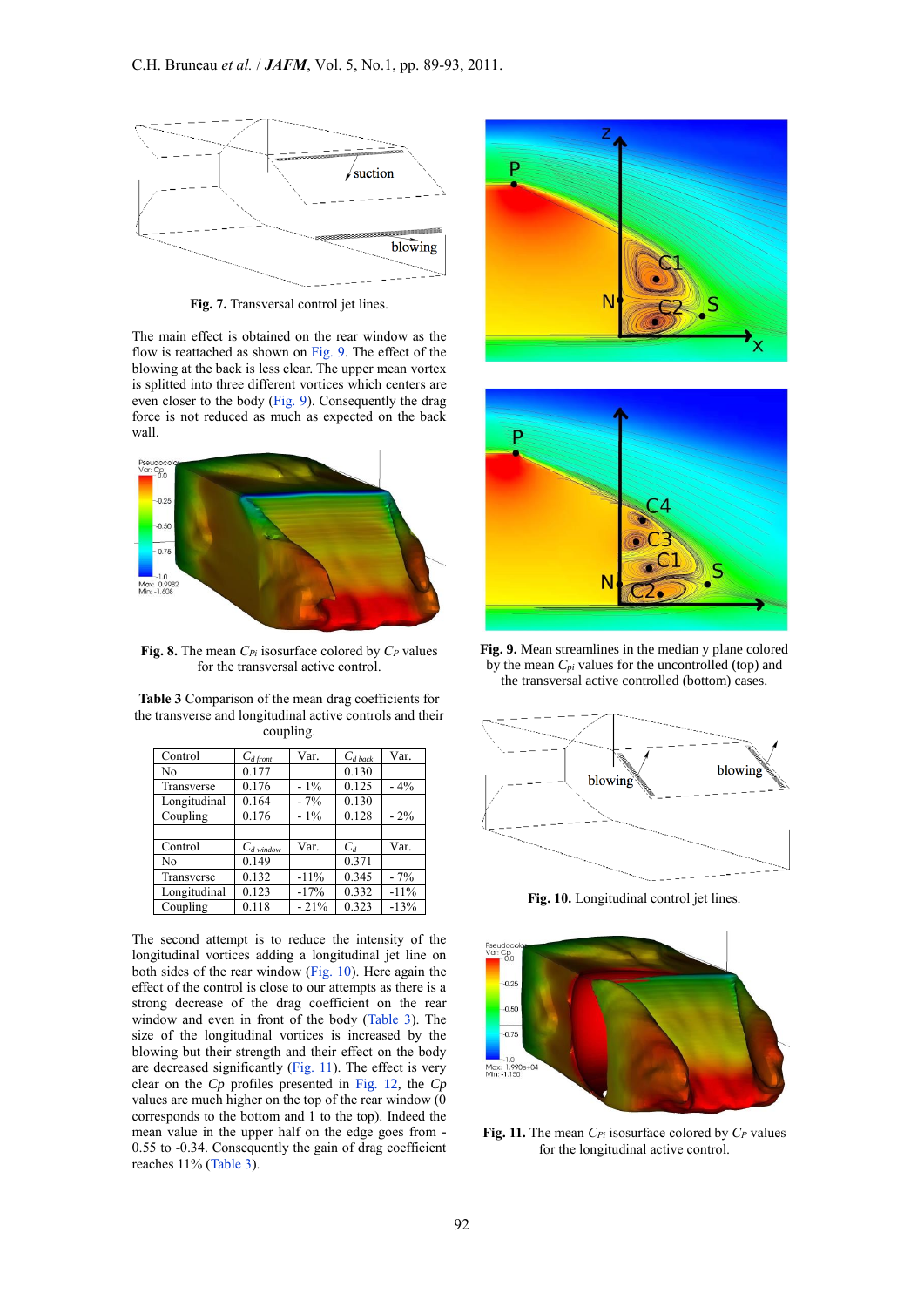Fig. 7. Transversal control jet lines.

The main effect is obtained on the rear window as the flow is reattached as shown on Fig. 9. The effect of the blowing at the back is less clear. The upper mean vortex is splitted into three different vortices which centers are even closer to the body (Fig. 9). Consequently the drag force is not reduced as much as expected on the back wall.

Fig. 8. The mean $C_{Pi}$ isosurface colored by $C_P$ values for the transversal active control.

Table 3 Comparison of the mean drag coefficients for the transverse and longitudinal active controls and their coupling.

| Control | $C_{d\ front}$ | Var. | $C_{d\ back}$ | Var. |
|---|---|---|---|---|
| No | 0.177 | | 0.130 | |
| Transverse | 0.176 | - 1% | 0.125 | - 4% |
| Longitudinal | 0.164 | - 7% | 0.130 | |
| Coupling | 0.176 | - 1% | 0.128 | - 2% |
| | | | | |
| Control | $C_{d\ window}$ | Var. | $C_d$ | Var. |
| No | 0.149 | | 0.371 | |
| Transverse | 0.132 | -11% | 0.345 | - 7% |
| Longitudinal | 0.123 | -17% | 0.332 | -11% |
| Coupling | 0.118 | - 21% | 0.323 | -13% |

The second attempt is to reduce the intensity of the longitudinal vortices adding a longitudinal jet line on both sides of the rear window (Fig. 10). Here again the effect of the control is close to our attempts as there is a strong decrease of the drag coefficient on the rear window and even in front of the body (Table 3). The size of the longitudinal vortices is increased by the blowing but their strength and their effect on the body are decreased significantly (Fig. 11). The effect is very clear on the *Cp* profiles presented in Fig. 12, the *Cp* values are much higher on the top of the rear window (0 corresponds to the bottom and 1 to the top). Indeed the mean value in the upper half on the edge goes from -0.55 to -0.34. Consequently the gain of drag coefficient reaches 11% (Table 3).

Fig. 9. Mean streamlines in the median y plane colored by the mean $C_{pi}$ values for the uncontrolled (top) and the transversal active controlled (bottom) cases.

Fig. 10. Longitudinal control jet lines.

Fig. 11. The mean $C_{Pi}$ isosurface colored by $C_P$ values for the longitudinal active control.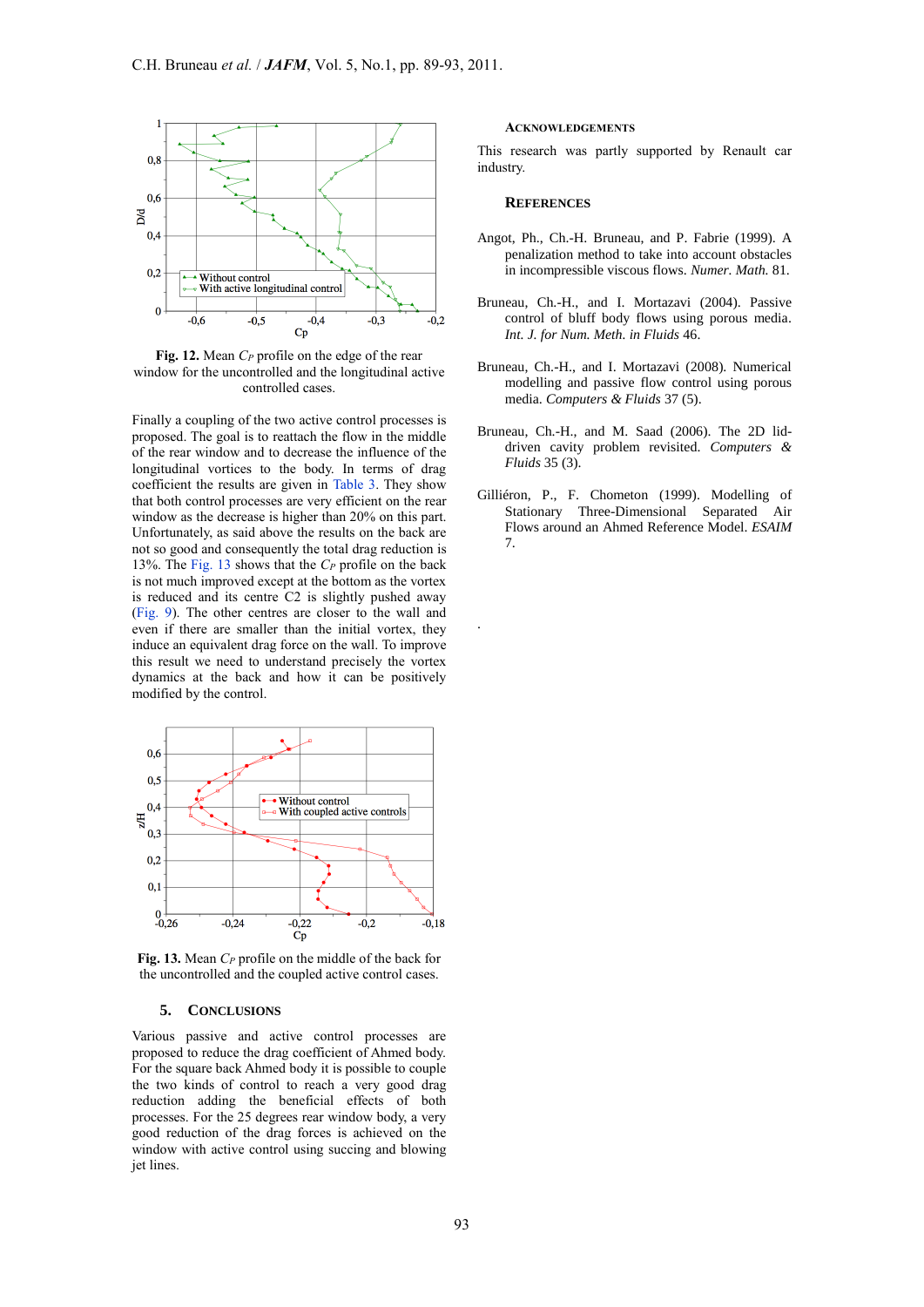1

0,8

0,6

D/d

0,4

0,2

0

-0,6 -0,5 -0,4 -0,3 -0,2

Cp

Without control

With active longitudinal control

**Fig. 12.** Mean $C_P$ profile on the edge of the rear window for the uncontrolled and the longitudinal active controlled cases.

Finally a coupling of the two active control processes is proposed. The goal is to reattach the flow in the middle of the rear window and to decrease the influence of the longitudinal vortices to the body. In terms of drag coefficient the results are given in Table 3. They show that both control processes are very efficient on the rear window as the decrease is higher than 20% on this part. Unfortunately, as said above the results on the back are not so good and consequently the total drag reduction is 13%. The Fig. 13 shows that the $C_P$ profile on the back is not much improved except at the bottom as the vortex is reduced and its centre C2 is slightly pushed away (Fig. 9). The other centres are closer to the wall and even if there are smaller than the initial vortex, they induce an equivalent drag force on the wall. To improve this result we need to understand precisely the vortex dynamics at the back and how it can be positively modified by the control.

0,6

0,5

0,4

z/H

0,3

0,2

0,1

0

-0,26 -0,24 -0,22 -0,2 -0,18

Cp

Without control

With coupled active controls

**Fig. 13.** Mean $C_P$ profile on the middle of the back for the uncontrolled and the coupled active control cases.

## 5. Conclusions

Various passive and active control processes are proposed to reduce the drag coefficient of Ahmed body. For the square back Ahmed body it is possible to couple the two kinds of control to reach a very good drag reduction adding the beneficial effects of both processes. For the 25 degrees rear window body, a very good reduction of the drag forces is achieved on the window with active control using succing and blowing jet lines.

## Acknowledgements

This research was partly supported by Renault car industry.

## References

Angot, Ph., Ch.-H. Bruneau, and P. Fabrie (1999). A penalization method to take into account obstacles in incompressible viscous flows. *Numer. Math.* 81.

Bruneau, Ch.-H., and I. Mortazavi (2004). Passive control of bluff body flows using porous media. *Int. J. for Num. Meth. in Fluids* 46.

Bruneau, Ch.-H., and I. Mortazavi (2008). Numerical modelling and passive flow control using porous media. *Computers & Fluids* 37 (5).

Bruneau, Ch.-H., and M. Saad (2006). The 2D lid-driven cavity problem revisited. *Computers & Fluids* 35 (3).

Gilliéron, P., F. Chometon (1999). Modelling of Stationary Three-Dimensional Separated Air Flows around an Ahmed Reference Model. *ESAIM* 7.